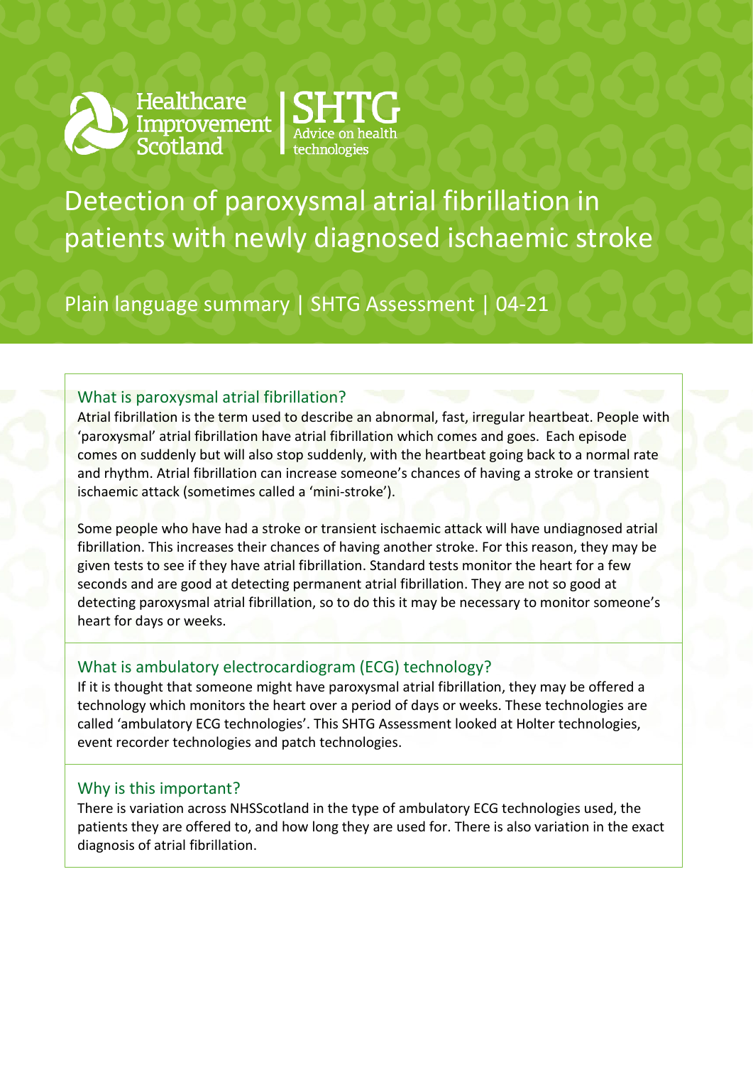Healthcare Improvement Scotland | SHTG Advice on health technologies

# Detection of paroxysmal atrial fibrillation in patients with newly diagnosed ischaemic stroke

Plain language summary | SHTG Assessment | 04-21

## What is paroxysmal atrial fibrillation?

Atrial fibrillation is the term used to describe an abnormal, fast, irregular heartbeat. People with 'paroxysmal' atrial fibrillation have atrial fibrillation which comes and goes. Each episode comes on suddenly but will also stop suddenly, with the heartbeat going back to a normal rate and rhythm. Atrial fibrillation can increase someone's chances of having a stroke or transient ischaemic attack (sometimes called a 'mini-stroke').

Some people who have had a stroke or transient ischaemic attack will have undiagnosed atrial fibrillation. This increases their chances of having another stroke. For this reason, they may be given tests to see if they have atrial fibrillation. Standard tests monitor the heart for a few seconds and are good at detecting permanent atrial fibrillation. They are not so good at detecting paroxysmal atrial fibrillation, so to do this it may be necessary to monitor someone's heart for days or weeks.

## What is ambulatory electrocardiogram (ECG) technology?

If it is thought that someone might have paroxysmal atrial fibrillation, they may be offered a technology which monitors the heart over a period of days or weeks. These technologies are called 'ambulatory ECG technologies'. This SHTG Assessment looked at Holter technologies, event recorder technologies and patch technologies.

## Why is this important?

There is variation across NHSScotland in the type of ambulatory ECG technologies used, the patients they are offered to, and how long they are used for. There is also variation in the exact diagnosis of atrial fibrillation.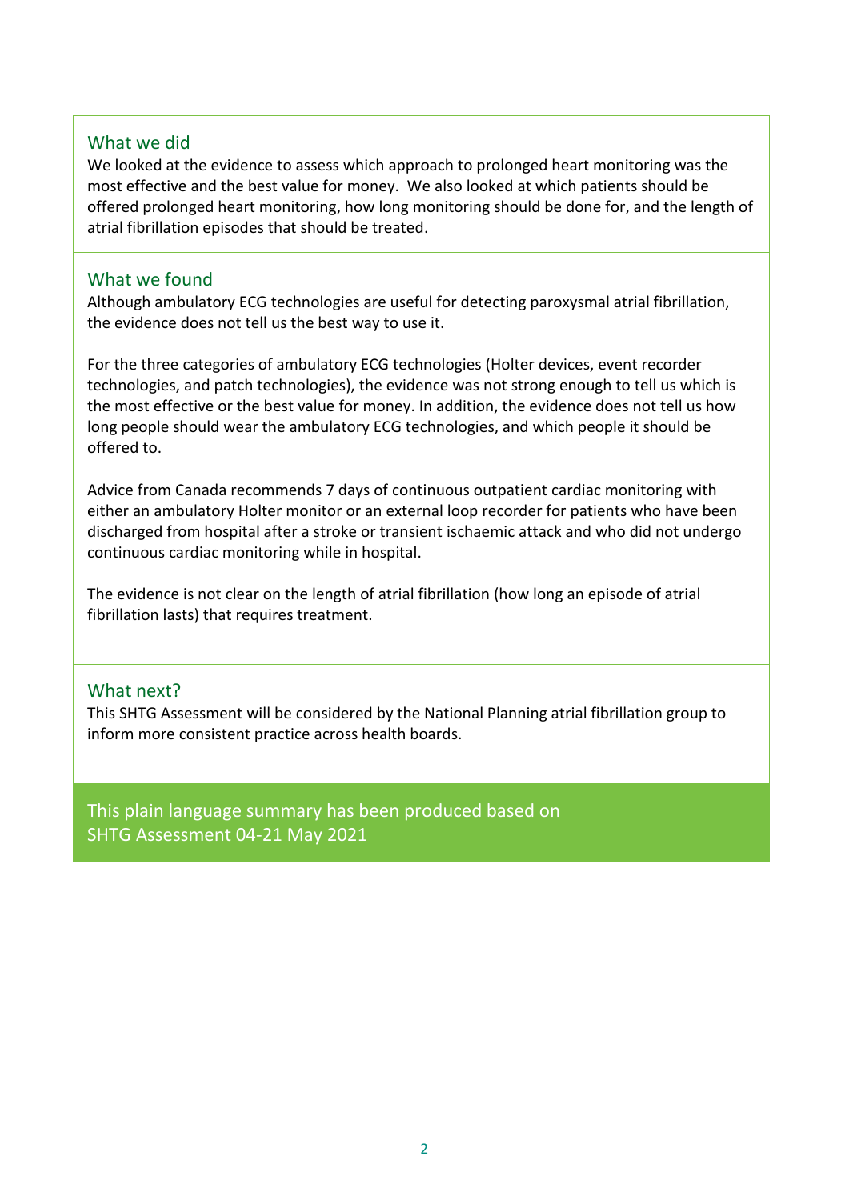## What we did

We looked at the evidence to assess which approach to prolonged heart monitoring was the most effective and the best value for money. We also looked at which patients should be offered prolonged heart monitoring, how long monitoring should be done for, and the length of atrial fibrillation episodes that should be treated.

## What we found

Although ambulatory ECG technologies are useful for detecting paroxysmal atrial fibrillation, the evidence does not tell us the best way to use it.

For the three categories of ambulatory ECG technologies (Holter devices, event recorder technologies, and patch technologies), the evidence was not strong enough to tell us which is the most effective or the best value for money. In addition, the evidence does not tell us how long people should wear the ambulatory ECG technologies, and which people it should be offered to.

Advice from Canada recommends 7 days of continuous outpatient cardiac monitoring with either an ambulatory Holter monitor or an external loop recorder for patients who have been discharged from hospital after a stroke or transient ischaemic attack and who did not undergo continuous cardiac monitoring while in hospital.

The evidence is not clear on the length of atrial fibrillation (how long an episode of atrial fibrillation lasts) that requires treatment.

## What next?

This SHTG Assessment will be considered by the National Planning atrial fibrillation group to inform more consistent practice across health boards.

This plain language summary has been produced based on SHTG Assessment 04-21 May 2021